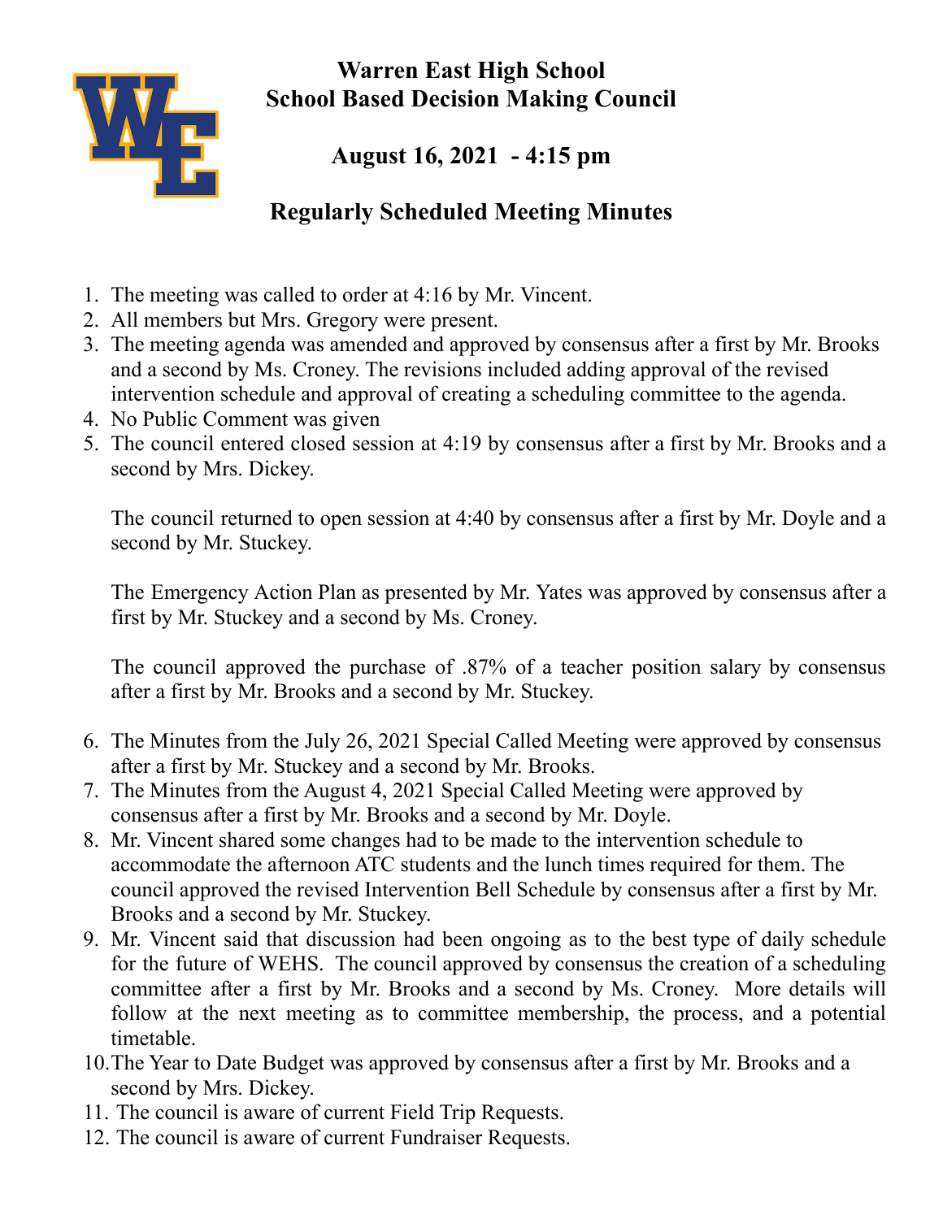# Warren East High School
# School Based Decision Making Council

## August 16, 2021 - 4:15 pm

## Regularly Scheduled Meeting Minutes

1. The meeting was called to order at 4:16 by Mr. Vincent.
2. All members but Mrs. Gregory were present.
3. The meeting agenda was amended and approved by consensus after a first by Mr. Brooks and a second by Ms. Croney. The revisions included adding approval of the revised intervention schedule and approval of creating a scheduling committee to the agenda.
4. No Public Comment was given
5. The council entered closed session at 4:19 by consensus after a first by Mr. Brooks and a second by Mrs. Dickey.

   The council returned to open session at 4:40 by consensus after a first by Mr. Doyle and a second by Mr. Stuckey.

   The Emergency Action Plan as presented by Mr. Yates was approved by consensus after a first by Mr. Stuckey and a second by Ms. Croney.

   The council approved the purchase of .87% of a teacher position salary by consensus after a first by Mr. Brooks and a second by Mr. Stuckey.

6. The Minutes from the July 26, 2021 Special Called Meeting were approved by consensus after a first by Mr. Stuckey and a second by Mr. Brooks.
7. The Minutes from the August 4, 2021 Special Called Meeting were approved by consensus after a first by Mr. Brooks and a second by Mr. Doyle.
8. Mr. Vincent shared some changes had to be made to the intervention schedule to accommodate the afternoon ATC students and the lunch times required for them. The council approved the revised Intervention Bell Schedule by consensus after a first by Mr. Brooks and a second by Mr. Stuckey.
9. Mr. Vincent said that discussion had been ongoing as to the best type of daily schedule for the future of WEHS. The council approved by consensus the creation of a scheduling committee after a first by Mr. Brooks and a second by Ms. Croney. More details will follow at the next meeting as to committee membership, the process, and a potential timetable.
10. The Year to Date Budget was approved by consensus after a first by Mr. Brooks and a second by Mrs. Dickey.
11. The council is aware of current Field Trip Requests.
12. The council is aware of current Fundraiser Requests.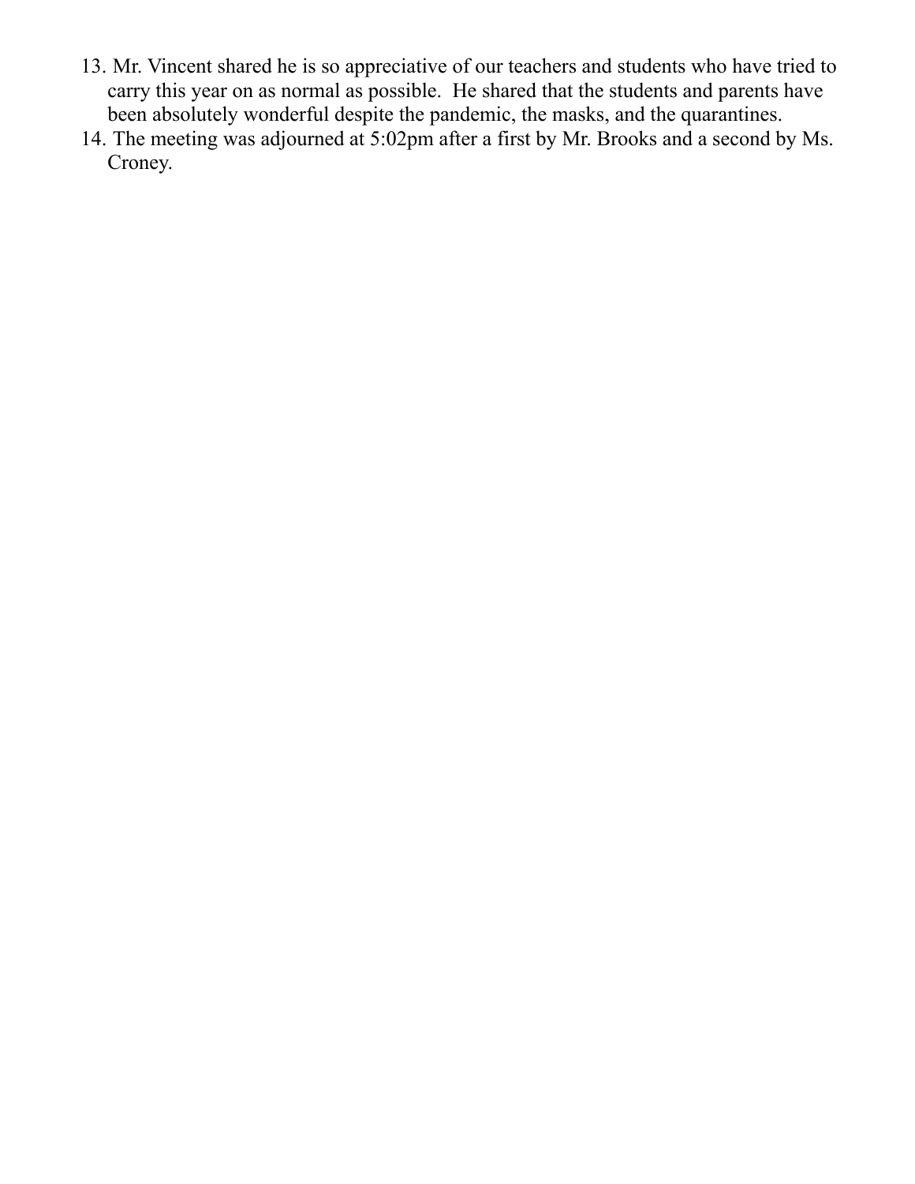13. Mr. Vincent shared he is so appreciative of our teachers and students who have tried to carry this year on as normal as possible. He shared that the students and parents have been absolutely wonderful despite the pandemic, the masks, and the quarantines.
14. The meeting was adjourned at 5:02pm after a first by Mr. Brooks and a second by Ms. Croney.